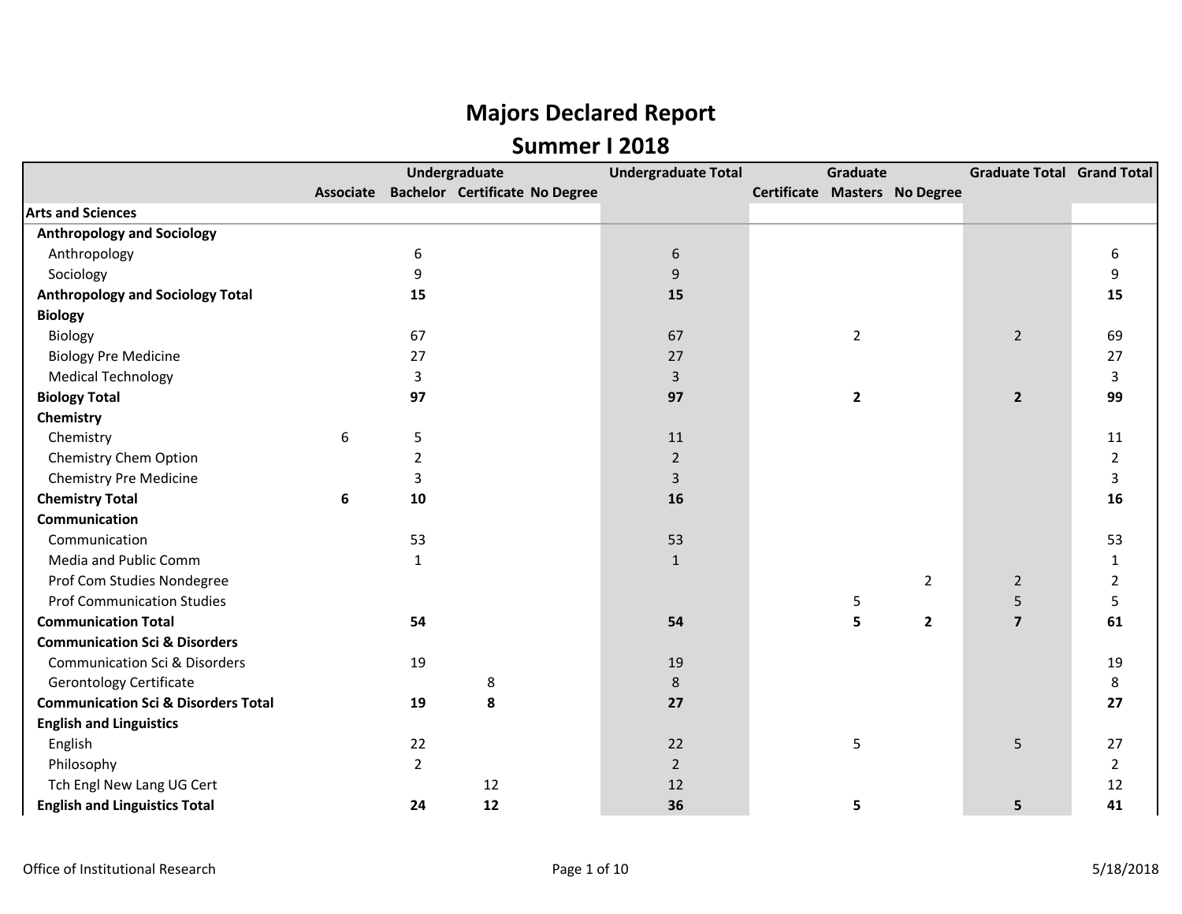# Majors Declared Report

## Summer I 2018

| | Undergraduate | | | | Undergraduate Total | Graduate | | | Graduate Total | Grand Total |
|---|---|---|---|---|---|---|---|---|---|---|
| | Associate | Bachelor | Certificate | No Degree | | Certificate | Masters | No Degree | | |
| **Arts and Sciences** | | | | | | | | | | |
| **Anthropology and Sociology** | | | | | | | | | | |
| Anthropology | | 6 | | | 6 | | | | | 6 |
| Sociology | | 9 | | | 9 | | | | | 9 |
| **Anthropology and Sociology Total** | | **15** | | | **15** | | | | | **15** |
| **Biology** | | | | | | | | | | |
| Biology | | 67 | | | 67 | | 2 | | 2 | 69 |
| Biology Pre Medicine | | 27 | | | 27 | | | | | 27 |
| Medical Technology | | 3 | | | 3 | | | | | 3 |
| **Biology Total** | | **97** | | | **97** | | **2** | | **2** | **99** |
| **Chemistry** | | | | | | | | | | |
| Chemistry | 6 | 5 | | | 11 | | | | | 11 |
| Chemistry Chem Option | | 2 | | | 2 | | | | | 2 |
| Chemistry Pre Medicine | | 3 | | | 3 | | | | | 3 |
| **Chemistry Total** | **6** | **10** | | | **16** | | | | | **16** |
| **Communication** | | | | | | | | | | |
| Communication | | 53 | | | 53 | | | | | 53 |
| Media and Public Comm | | 1 | | | 1 | | | | | 1 |
| Prof Com Studies Nondegree | | | | | | | | 2 | 2 | 2 |
| Prof Communication Studies | | | | | | | 5 | | 5 | 5 |
| **Communication Total** | | **54** | | | **54** | | **5** | **2** | **7** | **61** |
| **Communication Sci & Disorders** | | | | | | | | | | |
| Communication Sci & Disorders | | 19 | | | 19 | | | | | 19 |
| Gerontology Certificate | | | 8 | | 8 | | | | | 8 |
| **Communication Sci & Disorders Total** | | **19** | **8** | | **27** | | | | | **27** |
| **English and Linguistics** | | | | | | | | | | |
| English | | 22 | | | 22 | | 5 | | 5 | 27 |
| Philosophy | | 2 | | | 2 | | | | | 2 |
| Tch Engl New Lang UG Cert | | | 12 | | 12 | | | | | 12 |
| **English and Linguistics Total** | | **24** | **12** | | **36** | | **5** | | **5** | **41** |

Office of Institutional Research 5/18/2018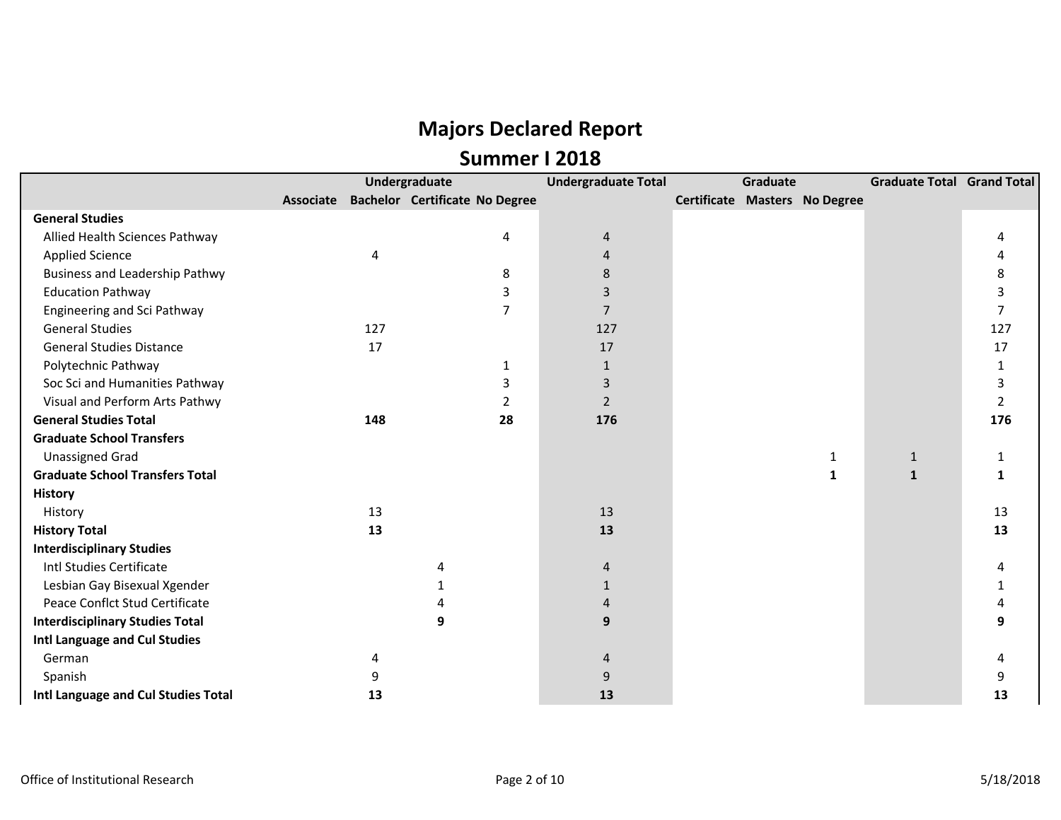# Majors Declared Report

## Summer I 2018

| | Undergraduate | | | | Undergraduate Total | Graduate | | | Graduate Total | Grand Total |
|---|---|---|---|---|---|---|---|---|---|---|
| | Associate | Bachelor | Certificate | No Degree | | Certificate | Masters | No Degree | | |
| **General Studies** | | | | | | | | | | |
| Allied Health Sciences Pathway | | | | 4 | 4 | | | | | 4 |
| Applied Science | | 4 | | | 4 | | | | | 4 |
| Business and Leadership Pathwy | | | | 8 | 8 | | | | | 8 |
| Education Pathway | | | | 3 | 3 | | | | | 3 |
| Engineering and Sci Pathway | | | | 7 | 7 | | | | | 7 |
| General Studies | | 127 | | | 127 | | | | | 127 |
| General Studies Distance | | 17 | | | 17 | | | | | 17 |
| Polytechnic Pathway | | | | 1 | 1 | | | | | 1 |
| Soc Sci and Humanities Pathway | | | | 3 | 3 | | | | | 3 |
| Visual and Perform Arts Pathwy | | | | 2 | 2 | | | | | 2 |
| **General Studies Total** | | **148** | | **28** | **176** | | | | | **176** |
| **Graduate School Transfers** | | | | | | | | | | |
| Unassigned Grad | | | | | | | | 1 | 1 | 1 |
| **Graduate School Transfers Total** | | | | | | | | **1** | **1** | **1** |
| **History** | | | | | | | | | | |
| History | | 13 | | | 13 | | | | | 13 |
| **History Total** | | **13** | | | **13** | | | | | **13** |
| **Interdisciplinary Studies** | | | | | | | | | | |
| Intl Studies Certificate | | | 4 | | 4 | | | | | 4 |
| Lesbian Gay Bisexual Xgender | | | 1 | | 1 | | | | | 1 |
| Peace Conflct Stud Certificate | | | 4 | | 4 | | | | | 4 |
| **Interdisciplinary Studies Total** | | | **9** | | **9** | | | | | **9** |
| **Intl Language and Cul Studies** | | | | | | | | | | |
| German | | 4 | | | 4 | | | | | 4 |
| Spanish | | 9 | | | 9 | | | | | 9 |
| **Intl Language and Cul Studies Total** | | **13** | | | **13** | | | | | **13** |

Office of Institutional Research

5/18/2018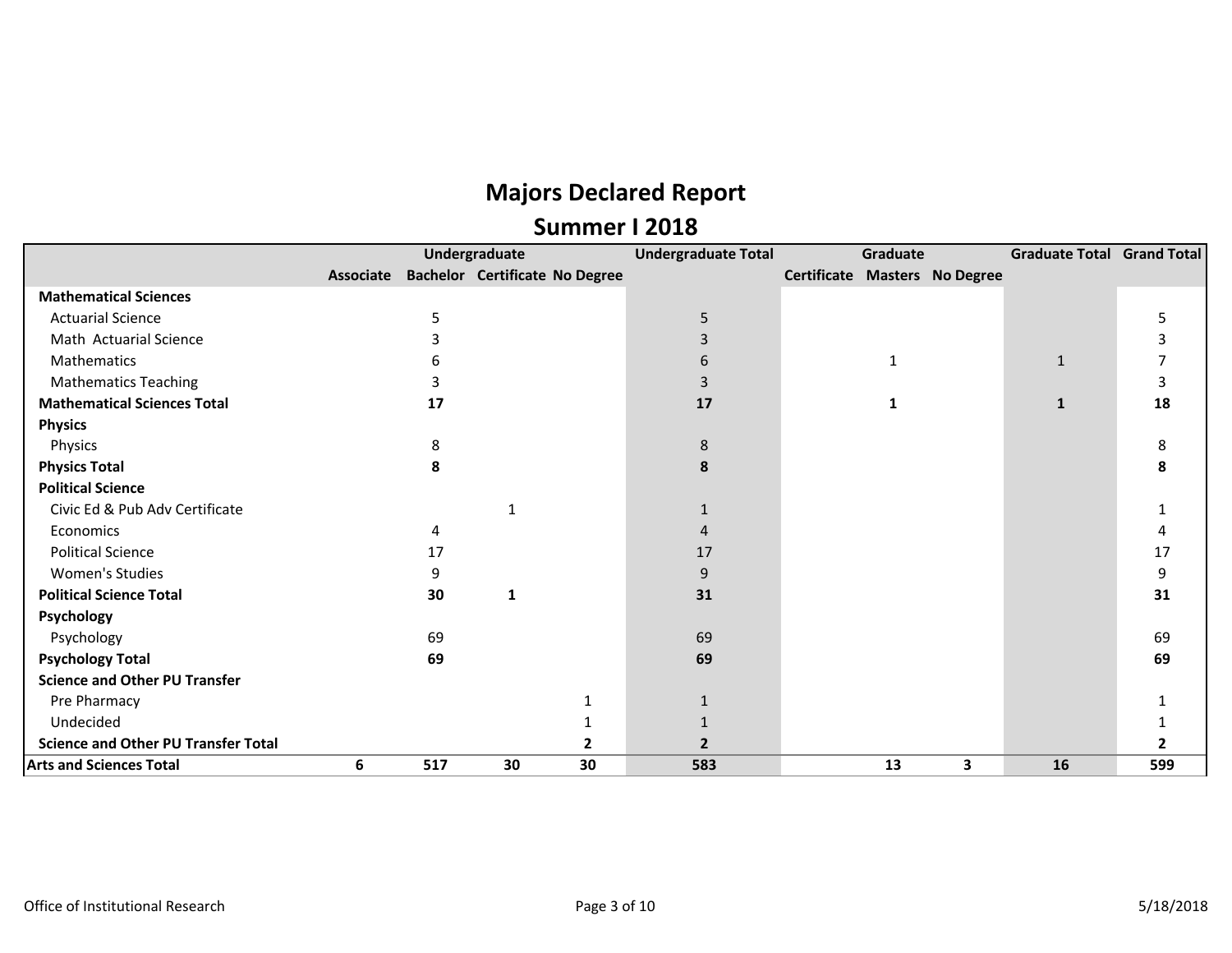# Majors Declared Report

## Summer I 2018

| | Undergraduate | | | | Undergraduate Total | Graduate | | | Graduate Total | Grand Total |
|---|---|---|---|---|---|---|---|---|---|---|
| | Associate | Bachelor | Certificate | No Degree | | Certificate | Masters | No Degree | | |
| **Mathematical Sciences** | | | | | | | | | | |
| Actuarial Science | | 5 | | | 5 | | | | | 5 |
| Math Actuarial Science | | 3 | | | 3 | | | | | 3 |
| Mathematics | | 6 | | | 6 | | 1 | | 1 | 7 |
| Mathematics Teaching | | 3 | | | 3 | | | | | 3 |
| **Mathematical Sciences Total** | | **17** | | | **17** | | **1** | | **1** | **18** |
| **Physics** | | | | | | | | | | |
| Physics | | 8 | | | 8 | | | | | 8 |
| **Physics Total** | | **8** | | | **8** | | | | | **8** |
| **Political Science** | | | | | | | | | | |
| Civic Ed & Pub Adv Certificate | | | 1 | | 1 | | | | | 1 |
| Economics | | 4 | | | 4 | | | | | 4 |
| Political Science | | 17 | | | 17 | | | | | 17 |
| Women's Studies | | 9 | | | 9 | | | | | 9 |
| **Political Science Total** | | **30** | **1** | | **31** | | | | | **31** |
| **Psychology** | | | | | | | | | | |
| Psychology | | 69 | | | 69 | | | | | 69 |
| **Psychology Total** | | **69** | | | **69** | | | | | **69** |
| **Science and Other PU Transfer** | | | | | | | | | | |
| Pre Pharmacy | | | | 1 | 1 | | | | | 1 |
| Undecided | | | | 1 | 1 | | | | | 1 |
| **Science and Other PU Transfer Total** | | | | **2** | **2** | | | | | **2** |
| **Arts and Sciences Total** | **6** | **517** | **30** | **30** | **583** | | **13** | **3** | **16** | **599** |

Office of Institutional Research

5/18/2018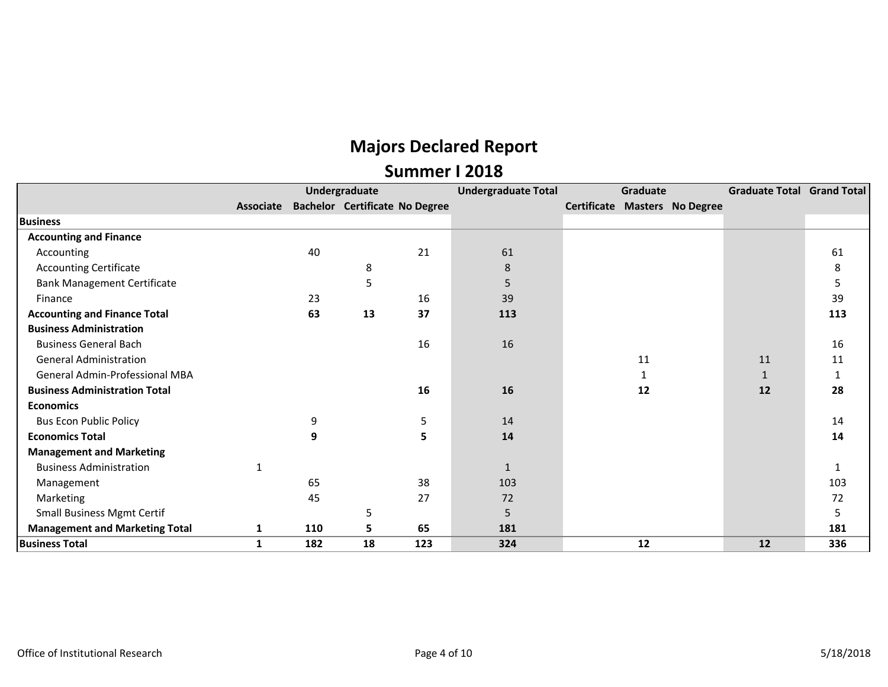# Majors Declared Report

## Summer I 2018

| | Undergraduate | | | | Undergraduate Total | Graduate | | | Graduate Total | Grand Total |
|---|---|---|---|---|---|---|---|---|---|---|
| | Associate | Bachelor | Certificate | No Degree | | Certificate | Masters | No Degree | | |
| **Business** | | | | | | | | | | |
| **Accounting and Finance** | | | | | | | | | | |
| Accounting | | 40 | | 21 | 61 | | | | | 61 |
| Accounting Certificate | | | 8 | | 8 | | | | | 8 |
| Bank Management Certificate | | | 5 | | 5 | | | | | 5 |
| Finance | | 23 | | 16 | 39 | | | | | 39 |
| **Accounting and Finance Total** | | **63** | **13** | **37** | **113** | | | | | **113** |
| **Business Administration** | | | | | | | | | | |
| Business General Bach | | | | 16 | 16 | | | | | 16 |
| General Administration | | | | | | | 11 | | 11 | 11 |
| General Admin-Professional MBA | | | | | | | 1 | | 1 | 1 |
| **Business Administration Total** | | | | **16** | **16** | | **12** | | **12** | **28** |
| **Economics** | | | | | | | | | | |
| Bus Econ Public Policy | | 9 | | 5 | 14 | | | | | 14 |
| **Economics Total** | | **9** | | **5** | **14** | | | | | **14** |
| **Management and Marketing** | | | | | | | | | | |
| Business Administration | 1 | | | | 1 | | | | | 1 |
| Management | | 65 | | 38 | 103 | | | | | 103 |
| Marketing | | 45 | | 27 | 72 | | | | | 72 |
| Small Business Mgmt Certif | | | 5 | | 5 | | | | | 5 |
| **Management and Marketing Total** | **1** | **110** | **5** | **65** | **181** | | | | | **181** |
| **Business Total** | **1** | **182** | **18** | **123** | **324** | | **12** | | **12** | **336** |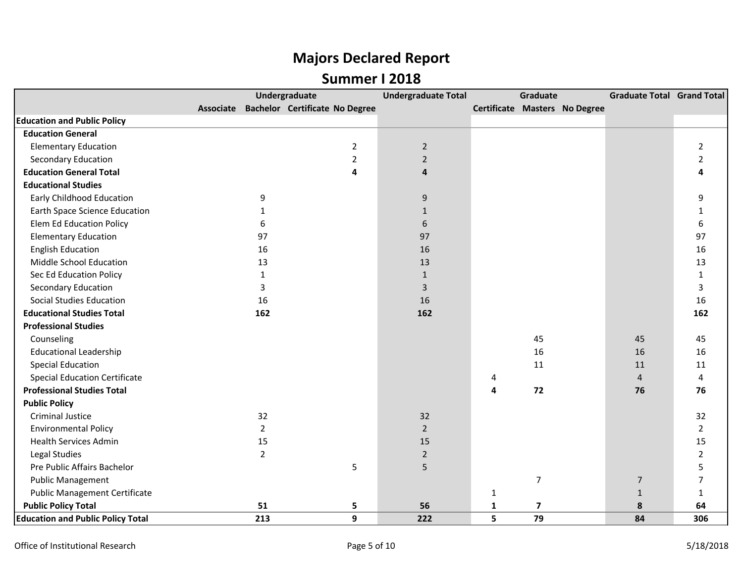# Majors Declared Report

## Summer I 2018

| | Undergraduate | | | | Undergraduate Total | Graduate | | | Graduate Total | Grand Total |
|---|---|---|---|---|---|---|---|---|---|---|
| | Associate | Bachelor | Certificate | No Degree | | Certificate | Masters | No Degree | | |
| **Education and Public Policy** | | | | | | | | | | |
| **Education General** | | | | | | | | | | |
| Elementary Education | | | | 2 | 2 | | | | | 2 |
| Secondary Education | | | | 2 | 2 | | | | | 2 |
| **Education General Total** | | | | **4** | **4** | | | | | **4** |
| **Educational Studies** | | | | | | | | | | |
| Early Childhood Education | | 9 | | | 9 | | | | | 9 |
| Earth Space Science Education | | 1 | | | 1 | | | | | 1 |
| Elem Ed Education Policy | | 6 | | | 6 | | | | | 6 |
| Elementary Education | | 97 | | | 97 | | | | | 97 |
| English Education | | 16 | | | 16 | | | | | 16 |
| Middle School Education | | 13 | | | 13 | | | | | 13 |
| Sec Ed Education Policy | | 1 | | | 1 | | | | | 1 |
| Secondary Education | | 3 | | | 3 | | | | | 3 |
| Social Studies Education | | 16 | | | 16 | | | | | 16 |
| **Educational Studies Total** | | **162** | | | **162** | | | | | **162** |
| **Professional Studies** | | | | | | | | | | |
| Counseling | | | | | | | 45 | | 45 | 45 |
| Educational Leadership | | | | | | | 16 | | 16 | 16 |
| Special Education | | | | | | | 11 | | 11 | 11 |
| Special Education Certificate | | | | | | 4 | | | 4 | 4 |
| **Professional Studies Total** | | | | | | **4** | **72** | | **76** | **76** |
| **Public Policy** | | | | | | | | | | |
| Criminal Justice | | 32 | | | 32 | | | | | 32 |
| Environmental Policy | | 2 | | | 2 | | | | | 2 |
| Health Services Admin | | 15 | | | 15 | | | | | 15 |
| Legal Studies | | 2 | | | 2 | | | | | 2 |
| Pre Public Affairs Bachelor | | | | 5 | 5 | | | | | 5 |
| Public Management | | | | | | | 7 | | 7 | 7 |
| Public Management Certificate | | | | | | 1 | | | 1 | 1 |
| **Public Policy Total** | | **51** | | **5** | **56** | **1** | **7** | | **8** | **64** |
| **Education and Public Policy Total** | | **213** | | **9** | **222** | **5** | **79** | | **84** | **306** |

Office of Institutional Research

5/18/2018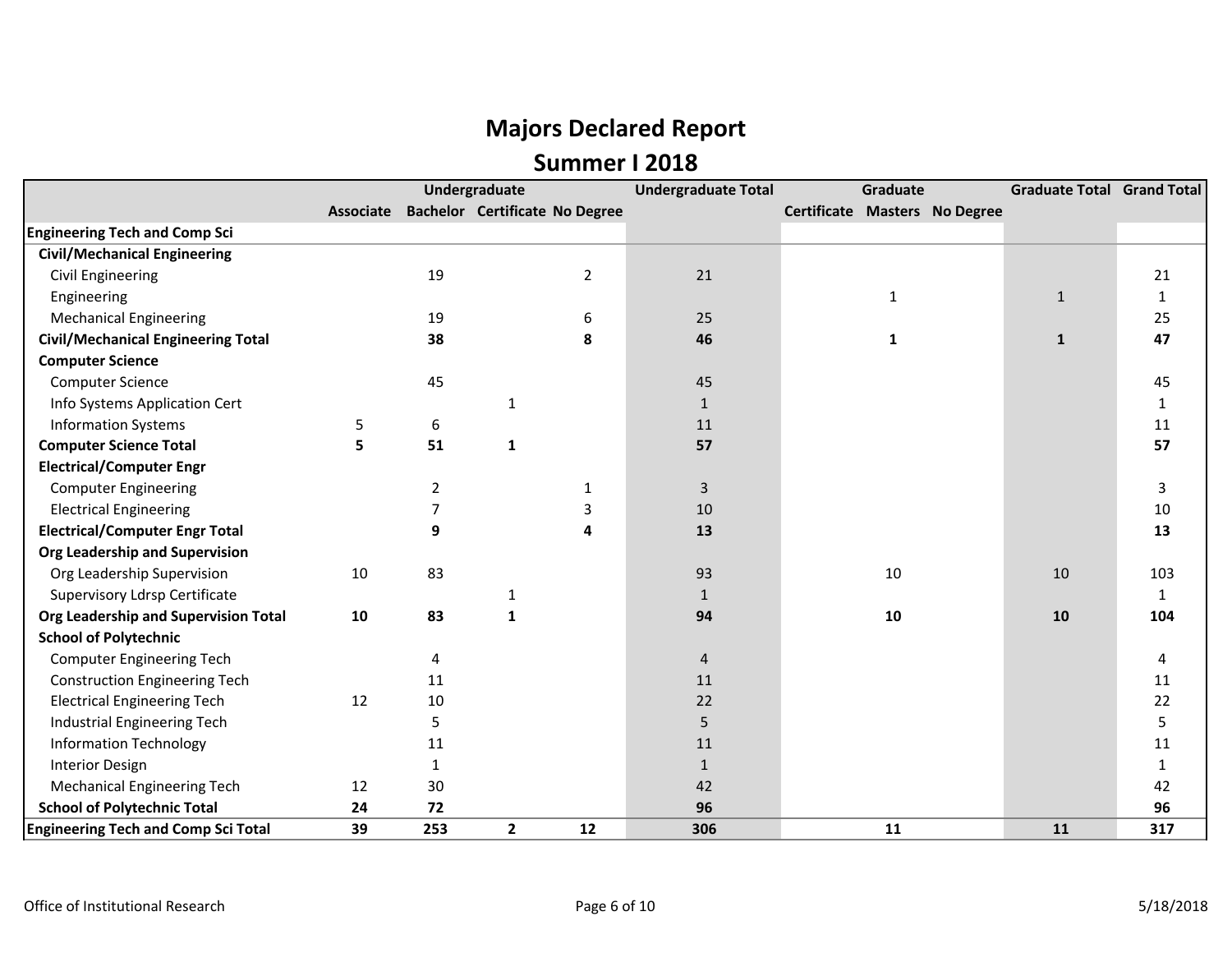# Majors Declared Report

## Summer I 2018

| | Undergraduate | | | | Undergraduate Total | Graduate | | | Graduate Total | Grand Total |
|---|---|---|---|---|---|---|---|---|---|---|
| | Associate | Bachelor | Certificate | No Degree | | Certificate | Masters | No Degree | | |
| **Engineering Tech and Comp Sci** | | | | | | | | | | |
| **Civil/Mechanical Engineering** | | | | | | | | | | |
| Civil Engineering | | 19 | | 2 | 21 | | | | | 21 |
| Engineering | | | | | | | 1 | | 1 | 1 |
| Mechanical Engineering | | 19 | | 6 | 25 | | | | | 25 |
| **Civil/Mechanical Engineering Total** | | **38** | | **8** | **46** | | **1** | | **1** | **47** |
| **Computer Science** | | | | | | | | | | |
| Computer Science | | 45 | | | 45 | | | | | 45 |
| Info Systems Application Cert | | | 1 | | 1 | | | | | 1 |
| Information Systems | 5 | 6 | | | 11 | | | | | 11 |
| **Computer Science Total** | **5** | **51** | **1** | | **57** | | | | | **57** |
| **Electrical/Computer Engr** | | | | | | | | | | |
| Computer Engineering | | 2 | | 1 | 3 | | | | | 3 |
| Electrical Engineering | | 7 | | 3 | 10 | | | | | 10 |
| **Electrical/Computer Engr Total** | | **9** | | **4** | **13** | | | | | **13** |
| **Org Leadership and Supervision** | | | | | | | | | | |
| Org Leadership Supervision | 10 | 83 | | | 93 | | 10 | | 10 | 103 |
| Supervisory Ldrsp Certificate | | | 1 | | 1 | | | | | 1 |
| **Org Leadership and Supervision Total** | **10** | **83** | **1** | | **94** | | **10** | | **10** | **104** |
| **School of Polytechnic** | | | | | | | | | | |
| Computer Engineering Tech | | 4 | | | 4 | | | | | 4 |
| Construction Engineering Tech | | 11 | | | 11 | | | | | 11 |
| Electrical Engineering Tech | 12 | 10 | | | 22 | | | | | 22 |
| Industrial Engineering Tech | | 5 | | | 5 | | | | | 5 |
| Information Technology | | 11 | | | 11 | | | | | 11 |
| Interior Design | | 1 | | | 1 | | | | | 1 |
| Mechanical Engineering Tech | 12 | 30 | | | 42 | | | | | 42 |
| **School of Polytechnic Total** | **24** | **72** | | | **96** | | | | | **96** |
| **Engineering Tech and Comp Sci Total** | **39** | **253** | **2** | **12** | **306** | | **11** | | **11** | **317** |

Office of Institutional Research — 5/18/2018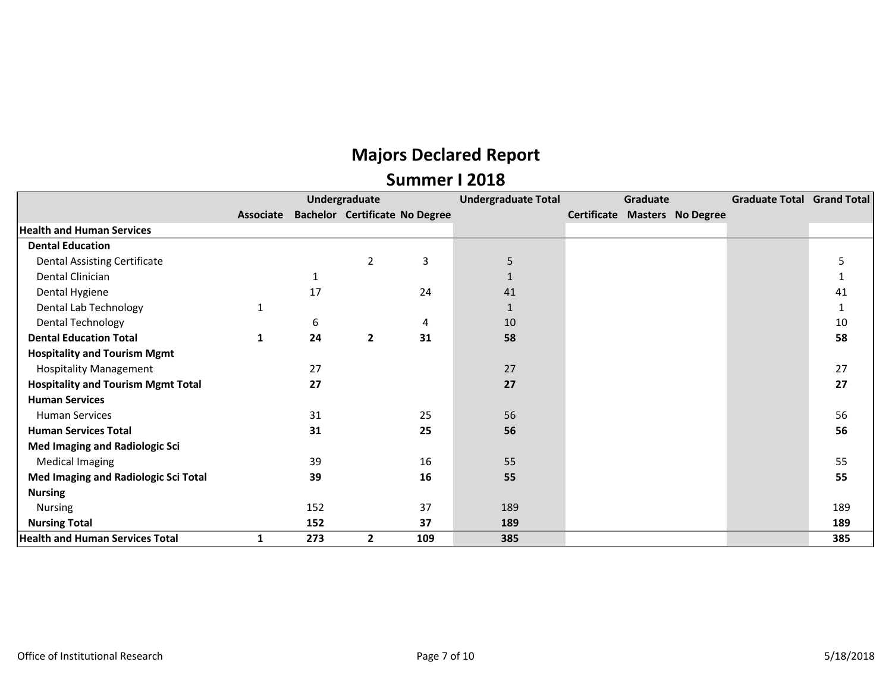# Majors Declared Report

## Summer I 2018

| | Undergraduate | | | | Undergraduate Total | Graduate | | | Graduate Total | Grand Total |
|---|---|---|---|---|---|---|---|---|---|---|
| | Associate | Bachelor | Certificate | No Degree | | Certificate | Masters | No Degree | | |
| **Health and Human Services** | | | | | | | | | | |
| **Dental Education** | | | | | | | | | | |
| Dental Assisting Certificate | | | 2 | 3 | 5 | | | | | 5 |
| Dental Clinician | | 1 | | | 1 | | | | | 1 |
| Dental Hygiene | | 17 | | 24 | 41 | | | | | 41 |
| Dental Lab Technology | 1 | | | | 1 | | | | | 1 |
| Dental Technology | | 6 | | 4 | 10 | | | | | 10 |
| **Dental Education Total** | **1** | **24** | **2** | **31** | **58** | | | | | **58** |
| **Hospitality and Tourism Mgmt** | | | | | | | | | | |
| Hospitality Management | | 27 | | | 27 | | | | | 27 |
| **Hospitality and Tourism Mgmt Total** | | **27** | | | **27** | | | | | **27** |
| **Human Services** | | | | | | | | | | |
| Human Services | | 31 | | 25 | 56 | | | | | 56 |
| **Human Services Total** | | **31** | | **25** | **56** | | | | | **56** |
| **Med Imaging and Radiologic Sci** | | | | | | | | | | |
| Medical Imaging | | 39 | | 16 | 55 | | | | | 55 |
| **Med Imaging and Radiologic Sci Total** | | **39** | | **16** | **55** | | | | | **55** |
| **Nursing** | | | | | | | | | | |
| Nursing | | 152 | | 37 | 189 | | | | | 189 |
| **Nursing Total** | | **152** | | **37** | **189** | | | | | **189** |
| **Health and Human Services Total** | **1** | **273** | **2** | **109** | **385** | | | | | **385** |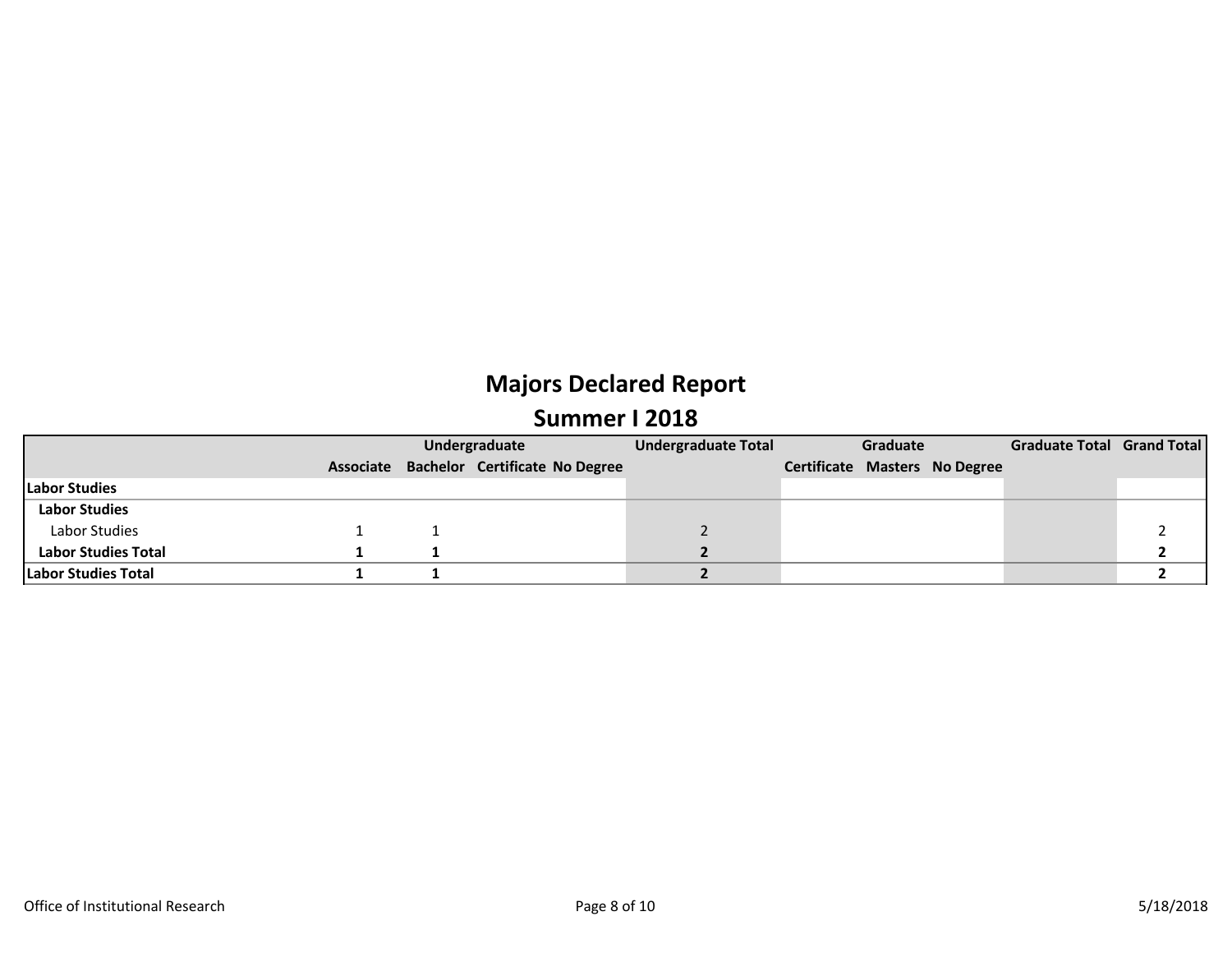# Majors Declared Report

## Summer I 2018

| | Undergraduate | | | | Undergraduate Total | Graduate | | | Graduate Total | Grand Total |
|---|---|---|---|---|---|---|---|---|---|---|
| | Associate | Bachelor | Certificate | No Degree | | Certificate | Masters | No Degree | | |
| **Labor Studies** | | | | | | | | | | |
| **Labor Studies** | | | | | | | | | | |
| Labor Studies | 1 | 1 | | | 2 | | | | | 2 |
| **Labor Studies Total** | **1** | **1** | | | **2** | | | | | **2** |
| **Labor Studies Total** | **1** | **1** | | | **2** | | | | | **2** |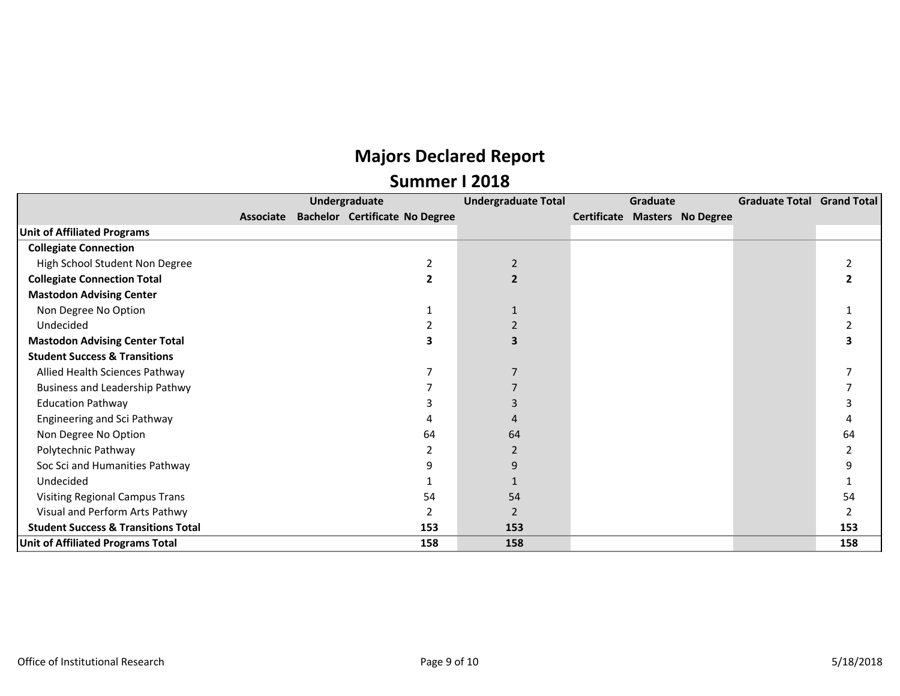# Majors Declared Report

## Summer I 2018

| | Undergraduate | | | | Undergraduate Total | Graduate | | | Graduate Total | Grand Total |
|---|---|---|---|---|---|---|---|---|---|---|
| | Associate | Bachelor | Certificate | No Degree | | Certificate | Masters | No Degree | | |
| **Unit of Affiliated Programs** | | | | | | | | | | |
| **Collegiate Connection** | | | | | | | | | | |
| High School Student Non Degree | | | | 2 | 2 | | | | | 2 |
| **Collegiate Connection Total** | | | | **2** | **2** | | | | | **2** |
| **Mastodon Advising Center** | | | | | | | | | | |
| Non Degree No Option | | | | 1 | 1 | | | | | 1 |
| Undecided | | | | 2 | 2 | | | | | 2 |
| **Mastodon Advising Center Total** | | | | **3** | **3** | | | | | **3** |
| **Student Success & Transitions** | | | | | | | | | | |
| Allied Health Sciences Pathway | | | | 7 | 7 | | | | | 7 |
| Business and Leadership Pathwy | | | | 7 | 7 | | | | | 7 |
| Education Pathway | | | | 3 | 3 | | | | | 3 |
| Engineering and Sci Pathway | | | | 4 | 4 | | | | | 4 |
| Non Degree No Option | | | | 64 | 64 | | | | | 64 |
| Polytechnic Pathway | | | | 2 | 2 | | | | | 2 |
| Soc Sci and Humanities Pathway | | | | 9 | 9 | | | | | 9 |
| Undecided | | | | 1 | 1 | | | | | 1 |
| Visiting Regional Campus Trans | | | | 54 | 54 | | | | | 54 |
| Visual and Perform Arts Pathwy | | | | 2 | 2 | | | | | 2 |
| **Student Success & Transitions Total** | | | | **153** | **153** | | | | | **153** |
| **Unit of Affiliated Programs Total** | | | | **158** | **158** | | | | | **158** |

Office of Institutional Research

5/18/2018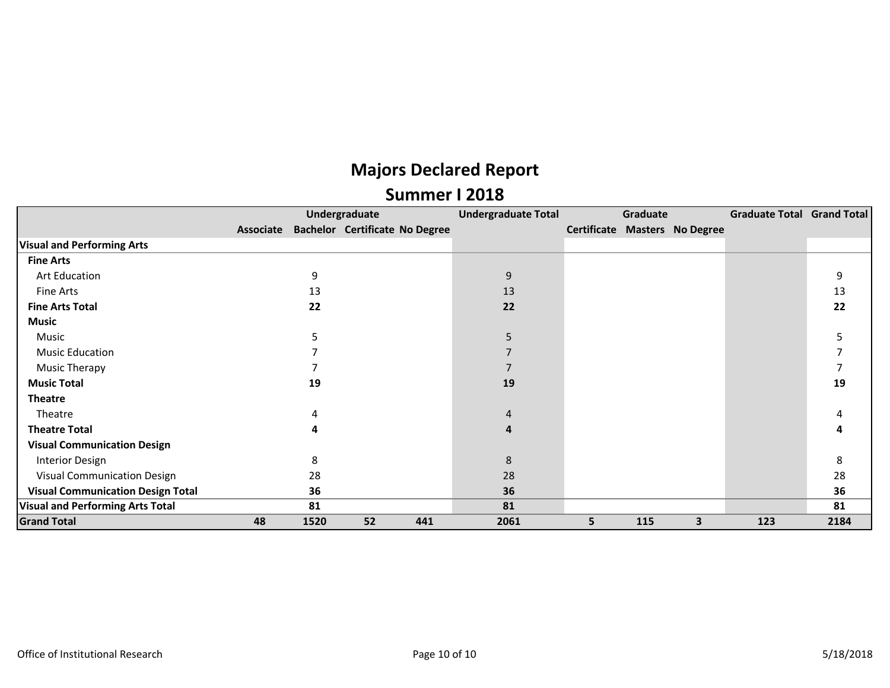# Majors Declared Report

## Summer I 2018

| | Undergraduate | | | | Undergraduate Total | Graduate | | | Graduate Total | Grand Total |
|---|---|---|---|---|---|---|---|---|---|---|
| | Associate | Bachelor | Certificate | No Degree | | Certificate | Masters | No Degree | | |
| **Visual and Performing Arts** | | | | | | | | | | |
| **Fine Arts** | | | | | | | | | | |
| Art Education | | 9 | | | 9 | | | | | 9 |
| Fine Arts | | 13 | | | 13 | | | | | 13 |
| **Fine Arts Total** | | **22** | | | **22** | | | | | **22** |
| **Music** | | | | | | | | | | |
| Music | | 5 | | | 5 | | | | | 5 |
| Music Education | | 7 | | | 7 | | | | | 7 |
| Music Therapy | | 7 | | | 7 | | | | | 7 |
| **Music Total** | | **19** | | | **19** | | | | | **19** |
| **Theatre** | | | | | | | | | | |
| Theatre | | 4 | | | 4 | | | | | 4 |
| **Theatre Total** | | **4** | | | **4** | | | | | **4** |
| **Visual Communication Design** | | | | | | | | | | |
| Interior Design | | 8 | | | 8 | | | | | 8 |
| Visual Communication Design | | 28 | | | 28 | | | | | 28 |
| **Visual Communication Design Total** | | **36** | | | **36** | | | | | **36** |
| **Visual and Performing Arts Total** | | **81** | | | **81** | | | | | **81** |
| **Grand Total** | **48** | **1520** | **52** | **441** | **2061** | **5** | **115** | **3** | **123** | **2184** |

Office of Institutional Research

5/18/2018